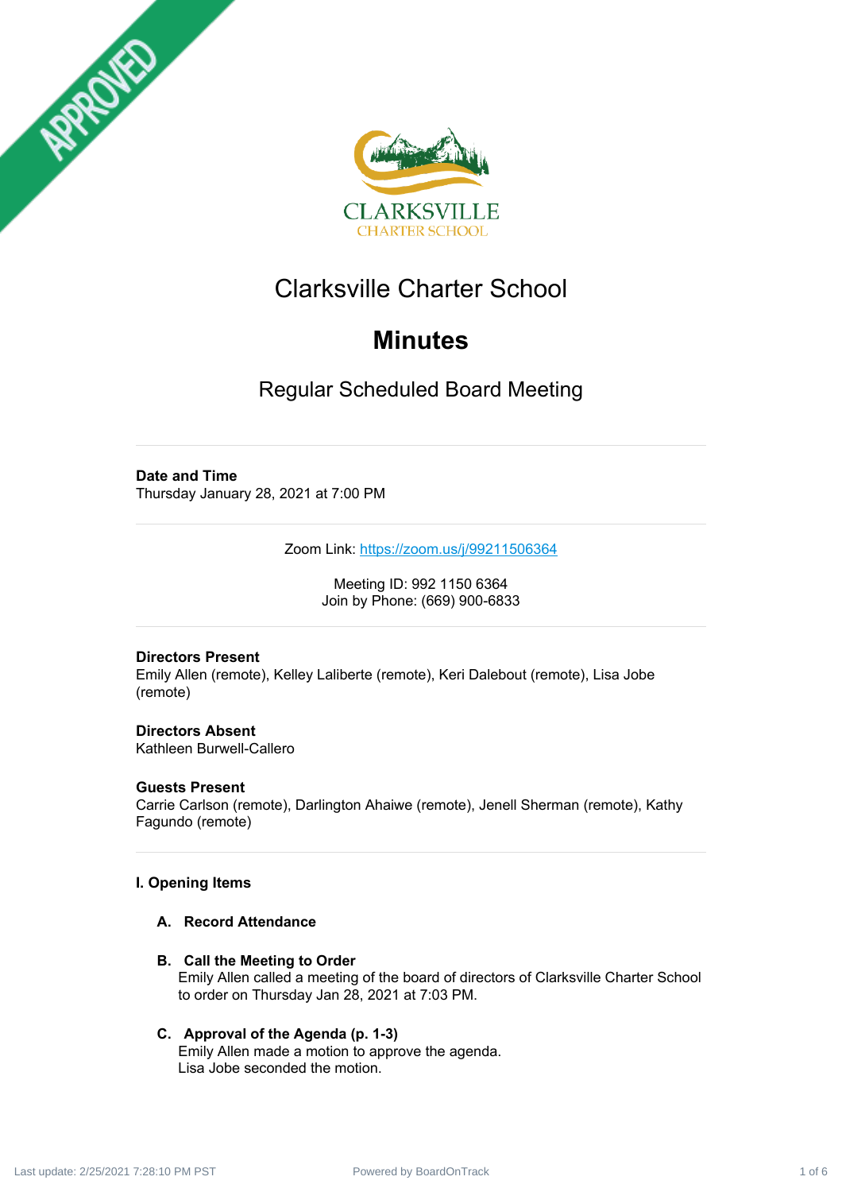# Clarksville Charter School

## Minutes

### Regular Scheduled Board Meeting

**Date and Time**
Thursday January 28, 2021 at 7:00 PM

Zoom Link: https://zoom.us/j/99211506364

Meeting ID: 992 1150 6364
Join by Phone: (669) 900-6833

**Directors Present**
Emily Allen (remote), Kelley Laliberte (remote), Keri Dalebout (remote), Lisa Jobe (remote)

**Directors Absent**
Kathleen Burwell-Callero

**Guests Present**
Carrie Carlson (remote), Darlington Ahaiwe (remote), Jenell Sherman (remote), Kathy Fagundo (remote)

**I. Opening Items**

**A. Record Attendance**

**B. Call the Meeting to Order**
Emily Allen called a meeting of the board of directors of Clarksville Charter School to order on Thursday Jan 28, 2021 at 7:03 PM.

**C. Approval of the Agenda (p. 1-3)**
Emily Allen made a motion to approve the agenda.
Lisa Jobe seconded the motion.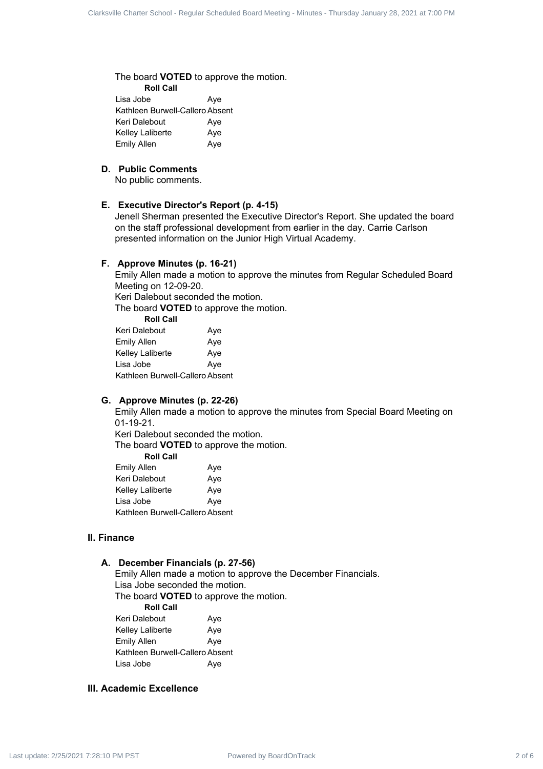The board **VOTED** to approve the motion.

**Roll Call**

| | |
|---|---|
| Lisa Jobe | Aye |
| Kathleen Burwell-Callero | Absent |
| Keri Dalebout | Aye |
| Kelley Laliberte | Aye |
| Emily Allen | Aye |

### D. Public Comments

No public comments.

### E. Executive Director's Report (p. 4-15)

Jenell Sherman presented the Executive Director's Report. She updated the board on the staff professional development from earlier in the day. Carrie Carlson presented information on the Junior High Virtual Academy.

### F. Approve Minutes (p. 16-21)

Emily Allen made a motion to approve the minutes from Regular Scheduled Board Meeting on 12-09-20.

Keri Dalebout seconded the motion.

The board **VOTED** to approve the motion.

**Roll Call**

| | |
|---|---|
| Keri Dalebout | Aye |
| Emily Allen | Aye |
| Kelley Laliberte | Aye |
| Lisa Jobe | Aye |
| Kathleen Burwell-Callero | Absent |

### G. Approve Minutes (p. 22-26)

Emily Allen made a motion to approve the minutes from Special Board Meeting on 01-19-21.

Keri Dalebout seconded the motion.

The board **VOTED** to approve the motion.

**Roll Call**

| | |
|---|---|
| Emily Allen | Aye |
| Keri Dalebout | Aye |
| Kelley Laliberte | Aye |
| Lisa Jobe | Aye |
| Kathleen Burwell-Callero | Absent |

## II. Finance

### A. December Financials (p. 27-56)

Emily Allen made a motion to approve the December Financials.

Lisa Jobe seconded the motion.

The board **VOTED** to approve the motion.

**Roll Call**

| | |
|---|---|
| Keri Dalebout | Aye |
| Kelley Laliberte | Aye |
| Emily Allen | Aye |
| Kathleen Burwell-Callero | Absent |
| Lisa Jobe | Aye |

## III. Academic Excellence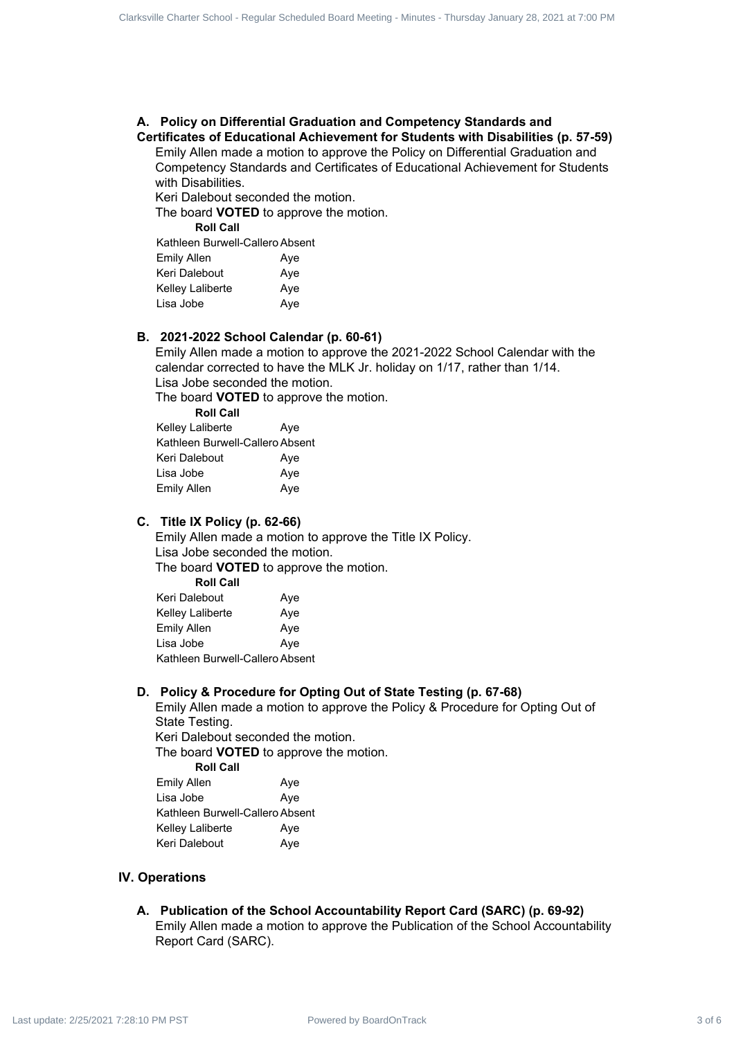### A. Policy on Differential Graduation and Competency Standards and Certificates of Educational Achievement for Students with Disabilities (p. 57-59)

Emily Allen made a motion to approve the Policy on Differential Graduation and Competency Standards and Certificates of Educational Achievement for Students with Disabilities.

Keri Dalebout seconded the motion.

The board **VOTED** to approve the motion.

**Roll Call**

| | |
|---|---|
| Kathleen Burwell-Callero | Absent |
| Emily Allen | Aye |
| Keri Dalebout | Aye |
| Kelley Laliberte | Aye |
| Lisa Jobe | Aye |

### B. 2021-2022 School Calendar (p. 60-61)

Emily Allen made a motion to approve the 2021-2022 School Calendar with the calendar corrected to have the MLK Jr. holiday on 1/17, rather than 1/14.

Lisa Jobe seconded the motion.

The board **VOTED** to approve the motion.

**Roll Call**

| | |
|---|---|
| Kelley Laliberte | Aye |
| Kathleen Burwell-Callero | Absent |
| Keri Dalebout | Aye |
| Lisa Jobe | Aye |
| Emily Allen | Aye |

### C. Title IX Policy (p. 62-66)

Emily Allen made a motion to approve the Title IX Policy.

Lisa Jobe seconded the motion.

The board **VOTED** to approve the motion.

**Roll Call**

| | |
|---|---|
| Keri Dalebout | Aye |
| Kelley Laliberte | Aye |
| Emily Allen | Aye |
| Lisa Jobe | Aye |
| Kathleen Burwell-Callero | Absent |

### D. Policy & Procedure for Opting Out of State Testing (p. 67-68)

Emily Allen made a motion to approve the Policy & Procedure for Opting Out of State Testing.

Keri Dalebout seconded the motion.

The board **VOTED** to approve the motion.

**Roll Call**

| | |
|---|---|
| Emily Allen | Aye |
| Lisa Jobe | Aye |
| Kathleen Burwell-Callero | Absent |
| Kelley Laliberte | Aye |
| Keri Dalebout | Aye |

## IV. Operations

### A. Publication of the School Accountability Report Card (SARC) (p. 69-92)

Emily Allen made a motion to approve the Publication of the School Accountability Report Card (SARC).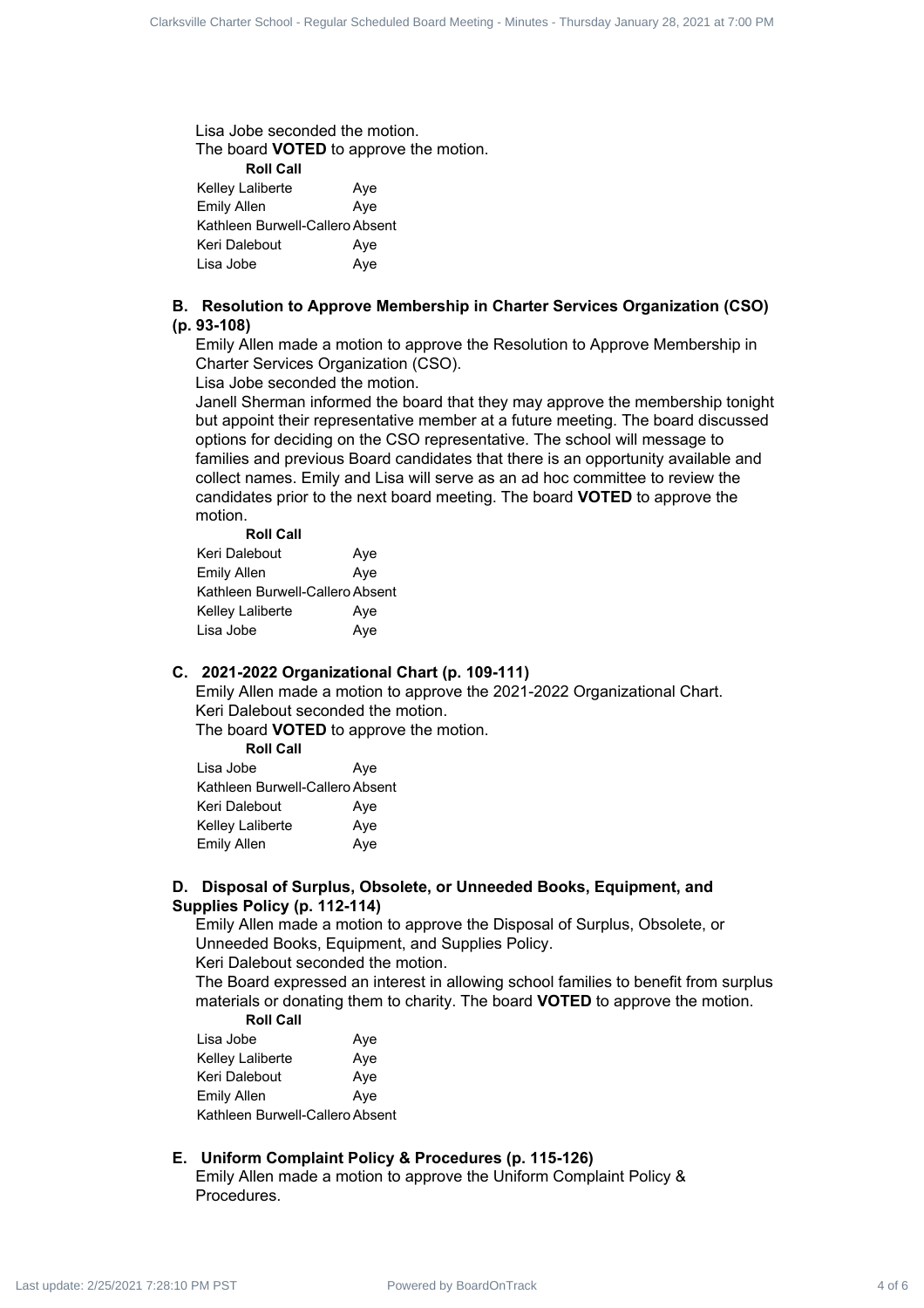Lisa Jobe seconded the motion.

The board **VOTED** to approve the motion.

**Roll Call**

| | |
|---|---|
| Kelley Laliberte | Aye |
| Emily Allen | Aye |
| Kathleen Burwell-Callero | Absent |
| Keri Dalebout | Aye |
| Lisa Jobe | Aye |

### B. Resolution to Approve Membership in Charter Services Organization (CSO) (p. 93-108)

Emily Allen made a motion to approve the Resolution to Approve Membership in Charter Services Organization (CSO).

Lisa Jobe seconded the motion.

Janell Sherman informed the board that they may approve the membership tonight but appoint their representative member at a future meeting. The board discussed options for deciding on the CSO representative. The school will message to families and previous Board candidates that there is an opportunity available and collect names. Emily and Lisa will serve as an ad hoc committee to review the candidates prior to the next board meeting. The board **VOTED** to approve the motion.

**Roll Call**

| | |
|---|---|
| Keri Dalebout | Aye |
| Emily Allen | Aye |
| Kathleen Burwell-Callero | Absent |
| Kelley Laliberte | Aye |
| Lisa Jobe | Aye |

### C. 2021-2022 Organizational Chart (p. 109-111)

Emily Allen made a motion to approve the 2021-2022 Organizational Chart.

Keri Dalebout seconded the motion.

The board **VOTED** to approve the motion.

**Roll Call**

| | |
|---|---|
| Lisa Jobe | Aye |
| Kathleen Burwell-Callero | Absent |
| Keri Dalebout | Aye |
| Kelley Laliberte | Aye |
| Emily Allen | Aye |

### D. Disposal of Surplus, Obsolete, or Unneeded Books, Equipment, and Supplies Policy (p. 112-114)

Emily Allen made a motion to approve the Disposal of Surplus, Obsolete, or Unneeded Books, Equipment, and Supplies Policy.

Keri Dalebout seconded the motion.

The Board expressed an interest in allowing school families to benefit from surplus materials or donating them to charity. The board **VOTED** to approve the motion.

**Roll Call**

| | |
|---|---|
| Lisa Jobe | Aye |
| Kelley Laliberte | Aye |
| Keri Dalebout | Aye |
| Emily Allen | Aye |
| Kathleen Burwell-Callero | Absent |

### E. Uniform Complaint Policy & Procedures (p. 115-126)

Emily Allen made a motion to approve the Uniform Complaint Policy & Procedures.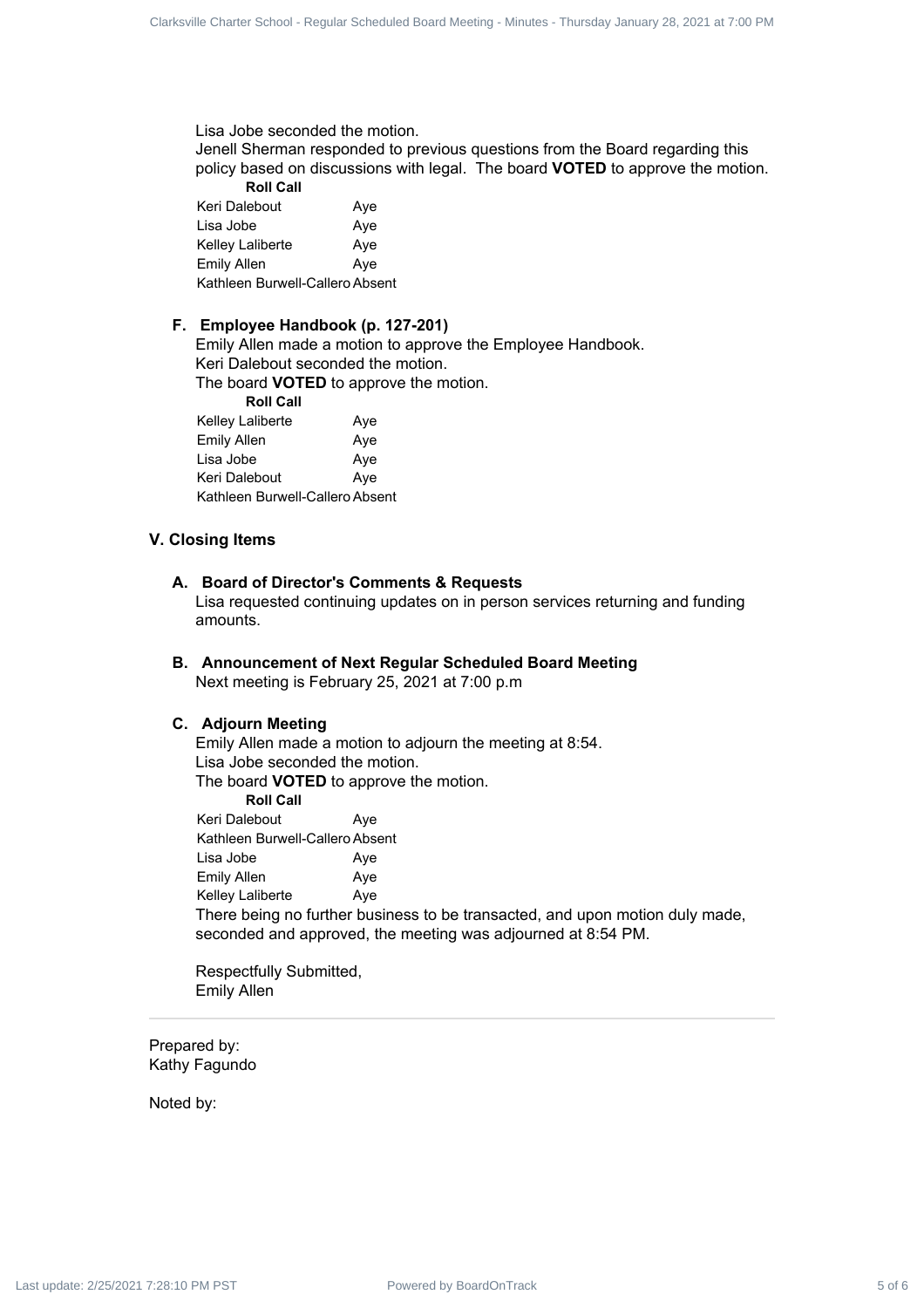Lisa Jobe seconded the motion.
Jenell Sherman responded to previous questions from the Board regarding this policy based on discussions with legal. The board **VOTED** to approve the motion.

**Roll Call**

| | |
|---|---|
| Keri Dalebout | Aye |
| Lisa Jobe | Aye |
| Kelley Laliberte | Aye |
| Emily Allen | Aye |
| Kathleen Burwell-Callero | Absent |

### F. Employee Handbook (p. 127-201)

Emily Allen made a motion to approve the Employee Handbook.
Keri Dalebout seconded the motion.
The board **VOTED** to approve the motion.

**Roll Call**

| | |
|---|---|
| Kelley Laliberte | Aye |
| Emily Allen | Aye |
| Lisa Jobe | Aye |
| Keri Dalebout | Aye |
| Kathleen Burwell-Callero | Absent |

## V. Closing Items

### A. Board of Director's Comments & Requests

Lisa requested continuing updates on in person services returning and funding amounts.

### B. Announcement of Next Regular Scheduled Board Meeting

Next meeting is February 25, 2021 at 7:00 p.m

### C. Adjourn Meeting

Emily Allen made a motion to adjourn the meeting at 8:54.
Lisa Jobe seconded the motion.
The board **VOTED** to approve the motion.

**Roll Call**

| | |
|---|---|
| Keri Dalebout | Aye |
| Kathleen Burwell-Callero | Absent |
| Lisa Jobe | Aye |
| Emily Allen | Aye |
| Kelley Laliberte | Aye |

There being no further business to be transacted, and upon motion duly made, seconded and approved, the meeting was adjourned at 8:54 PM.

Respectfully Submitted,
Emily Allen

---

Prepared by:
Kathy Fagundo

Noted by: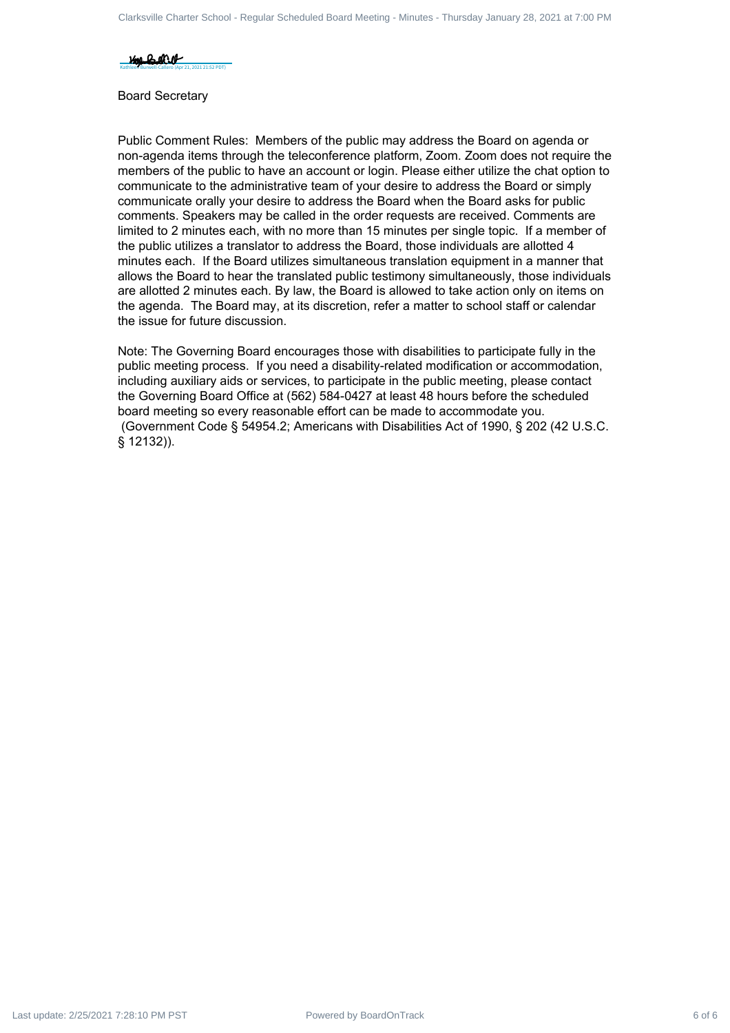Kathleen Burwell-Callero (Apr 21, 2021 21:52 PDT)

Board Secretary

Public Comment Rules: Members of the public may address the Board on agenda or non-agenda items through the teleconference platform, Zoom. Zoom does not require the members of the public to have an account or login. Please either utilize the chat option to communicate to the administrative team of your desire to address the Board or simply communicate orally your desire to address the Board when the Board asks for public comments. Speakers may be called in the order requests are received. Comments are limited to 2 minutes each, with no more than 15 minutes per single topic. If a member of the public utilizes a translator to address the Board, those individuals are allotted 4 minutes each. If the Board utilizes simultaneous translation equipment in a manner that allows the Board to hear the translated public testimony simultaneously, those individuals are allotted 2 minutes each. By law, the Board is allowed to take action only on items on the agenda. The Board may, at its discretion, refer a matter to school staff or calendar the issue for future discussion.

Note: The Governing Board encourages those with disabilities to participate fully in the public meeting process. If you need a disability-related modification or accommodation, including auxiliary aids or services, to participate in the public meeting, please contact the Governing Board Office at (562) 584-0427 at least 48 hours before the scheduled board meeting so every reasonable effort can be made to accommodate you. (Government Code § 54954.2; Americans with Disabilities Act of 1990, § 202 (42 U.S.C. § 12132)).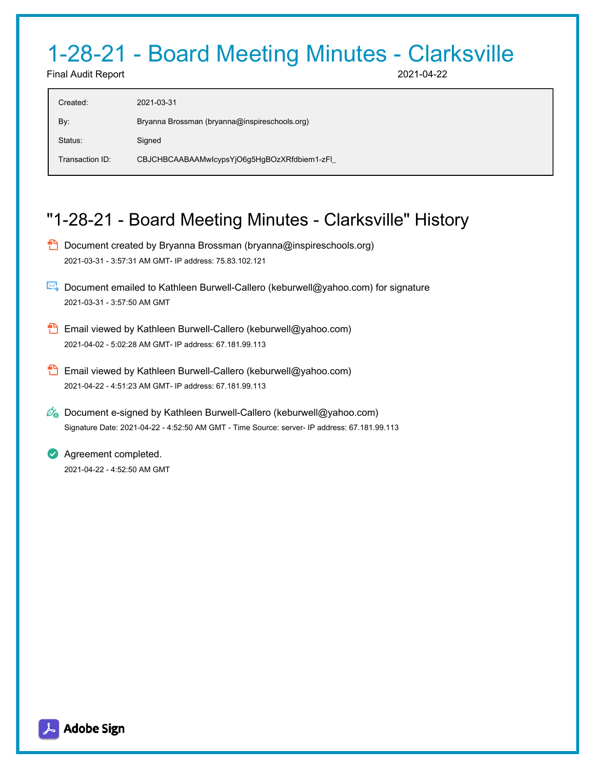# 1-28-21 - Board Meeting Minutes - Clarksville

Final Audit Report 2021-04-22

| | |
|---|---|
| Created: | 2021-03-31 |
| By: | Bryanna Brossman (bryanna@inspireschools.org) |
| Status: | Signed |
| Transaction ID: | CBJCHBCAABAAMwlcypsYjO6g5HgBOzXRfdbiem1-zFl_ |

## "1-28-21 - Board Meeting Minutes - Clarksville" History

- Document created by Bryanna Brossman (bryanna@inspireschools.org)
  2021-03-31 - 3:57:31 AM GMT- IP address: 75.83.102.121

- Document emailed to Kathleen Burwell-Callero (keburwell@yahoo.com) for signature
  2021-03-31 - 3:57:50 AM GMT

- Email viewed by Kathleen Burwell-Callero (keburwell@yahoo.com)
  2021-04-02 - 5:02:28 AM GMT- IP address: 67.181.99.113

- Email viewed by Kathleen Burwell-Callero (keburwell@yahoo.com)
  2021-04-22 - 4:51:23 AM GMT- IP address: 67.181.99.113

- Document e-signed by Kathleen Burwell-Callero (keburwell@yahoo.com)
  Signature Date: 2021-04-22 - 4:52:50 AM GMT - Time Source: server- IP address: 67.181.99.113

- Agreement completed.
  2021-04-22 - 4:52:50 AM GMT

Adobe Sign